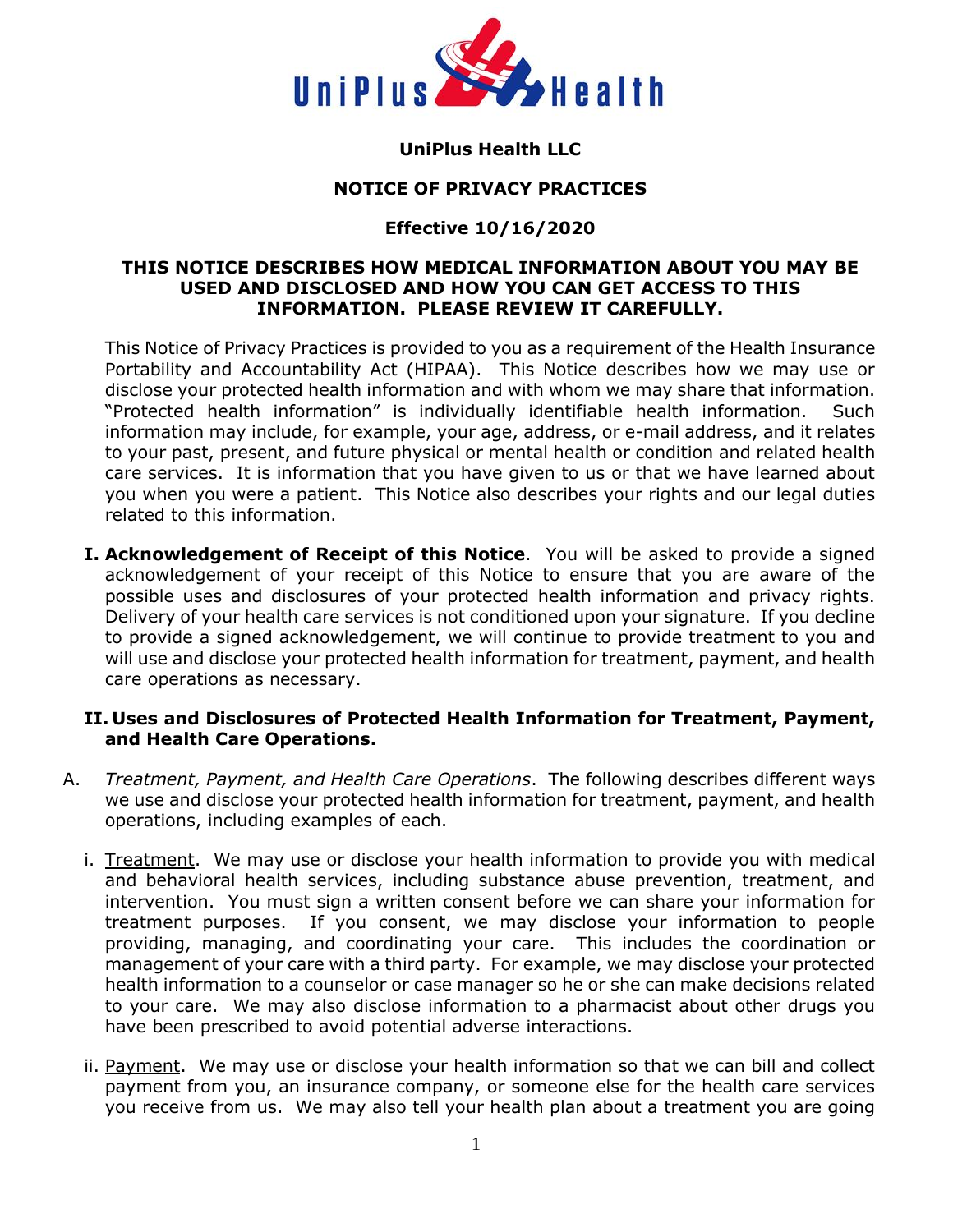UniPlus Health

**UniPlus Health LLC**

**NOTICE OF PRIVACY PRACTICES**

**Effective 10/16/2020**

**THIS NOTICE DESCRIBES HOW MEDICAL INFORMATION ABOUT YOU MAY BE USED AND DISCLOSED AND HOW YOU CAN GET ACCESS TO THIS INFORMATION. PLEASE REVIEW IT CAREFULLY.**

This Notice of Privacy Practices is provided to you as a requirement of the Health Insurance Portability and Accountability Act (HIPAA). This Notice describes how we may use or disclose your protected health information and with whom we may share that information. "Protected health information" is individually identifiable health information. Such information may include, for example, your age, address, or e-mail address, and it relates to your past, present, and future physical or mental health or condition and related health care services. It is information that you have given to us or that we have learned about you when you were a patient. This Notice also describes your rights and our legal duties related to this information.

**I. Acknowledgement of Receipt of this Notice**. You will be asked to provide a signed acknowledgement of your receipt of this Notice to ensure that you are aware of the possible uses and disclosures of your protected health information and privacy rights. Delivery of your health care services is not conditioned upon your signature. If you decline to provide a signed acknowledgement, we will continue to provide treatment to you and will use and disclose your protected health information for treatment, payment, and health care operations as necessary.

**II. Uses and Disclosures of Protected Health Information for Treatment, Payment, and Health Care Operations.**

A. *Treatment, Payment, and Health Care Operations*. The following describes different ways we use and disclose your protected health information for treatment, payment, and health operations, including examples of each.

i. Treatment. We may use or disclose your health information to provide you with medical and behavioral health services, including substance abuse prevention, treatment, and intervention. You must sign a written consent before we can share your information for treatment purposes. If you consent, we may disclose your information to people providing, managing, and coordinating your care. This includes the coordination or management of your care with a third party. For example, we may disclose your protected health information to a counselor or case manager so he or she can make decisions related to your care. We may also disclose information to a pharmacist about other drugs you have been prescribed to avoid potential adverse interactions.

ii. Payment. We may use or disclose your health information so that we can bill and collect payment from you, an insurance company, or someone else for the health care services you receive from us. We may also tell your health plan about a treatment you are going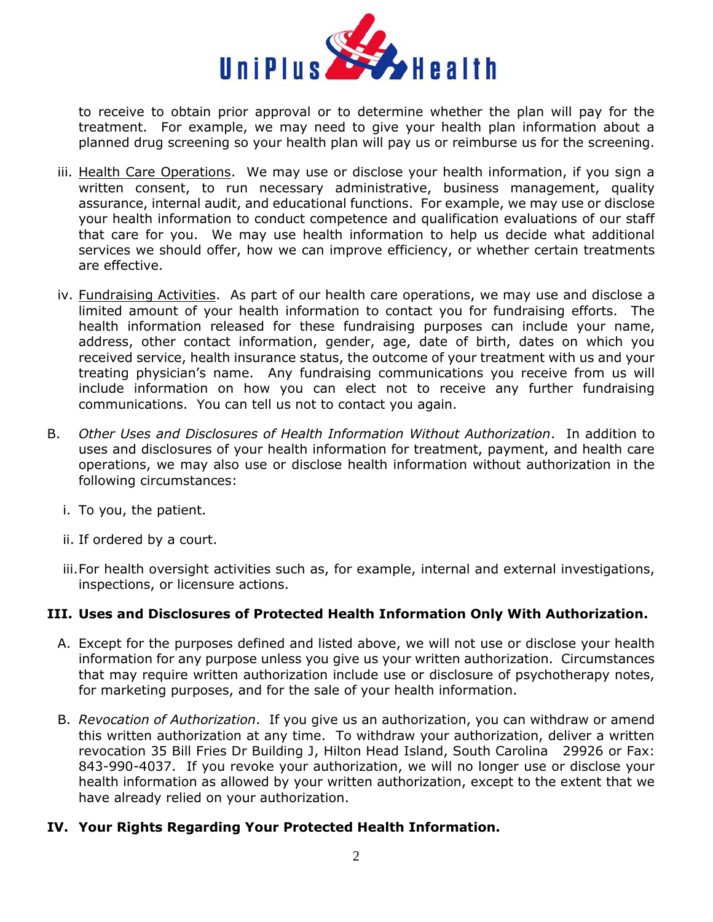to receive to obtain prior approval or to determine whether the plan will pay for the treatment. For example, we may need to give your health plan information about a planned drug screening so your health plan will pay us or reimburse us for the screening.

iii. <u>Health Care Operations</u>. We may use or disclose your health information, if you sign a written consent, to run necessary administrative, business management, quality assurance, internal audit, and educational functions. For example, we may use or disclose your health information to conduct competence and qualification evaluations of our staff that care for you. We may use health information to help us decide what additional services we should offer, how we can improve efficiency, or whether certain treatments are effective.

iv. <u>Fundraising Activities</u>. As part of our health care operations, we may use and disclose a limited amount of your health information to contact you for fundraising efforts. The health information released for these fundraising purposes can include your name, address, other contact information, gender, age, date of birth, dates on which you received service, health insurance status, the outcome of your treatment with us and your treating physician's name. Any fundraising communications you receive from us will include information on how you can elect not to receive any further fundraising communications. You can tell us not to contact you again.

B. *Other Uses and Disclosures of Health Information Without Authorization*. In addition to uses and disclosures of your health information for treatment, payment, and health care operations, we may also use or disclose health information without authorization in the following circumstances:

i. To you, the patient.

ii. If ordered by a court.

iii. For health oversight activities such as, for example, internal and external investigations, inspections, or licensure actions.

## III. Uses and Disclosures of Protected Health Information Only With Authorization.

A. Except for the purposes defined and listed above, we will not use or disclose your health information for any purpose unless you give us your written authorization. Circumstances that may require written authorization include use or disclosure of psychotherapy notes, for marketing purposes, and for the sale of your health information.

B. *Revocation of Authorization*. If you give us an authorization, you can withdraw or amend this written authorization at any time. To withdraw your authorization, deliver a written revocation 35 Bill Fries Dr Building J, Hilton Head Island, South Carolina 29926 or Fax: 843-990-4037. If you revoke your authorization, we will no longer use or disclose your health information as allowed by your written authorization, except to the extent that we have already relied on your authorization.

## IV. Your Rights Regarding Your Protected Health Information.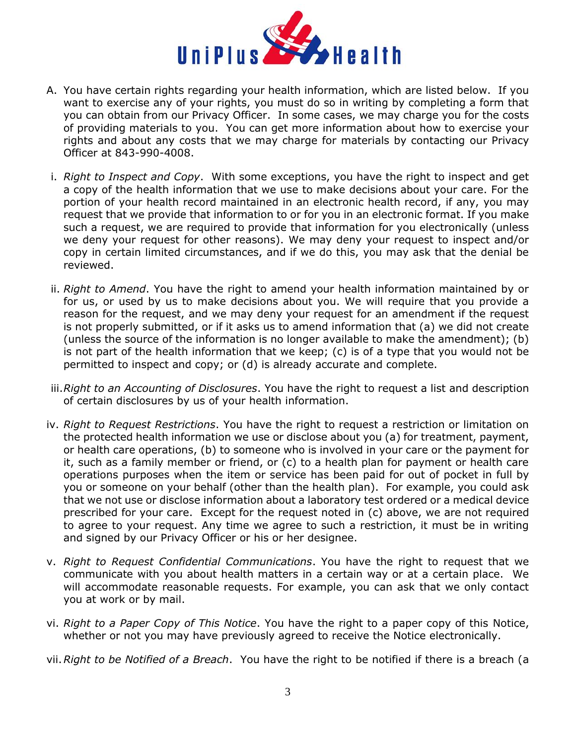A. You have certain rights regarding your health information, which are listed below. If you want to exercise any of your rights, you must do so in writing by completing a form that you can obtain from our Privacy Officer. In some cases, we may charge you for the costs of providing materials to you. You can get more information about how to exercise your rights and about any costs that we may charge for materials by contacting our Privacy Officer at 843-990-4008.

 i. *Right to Inspect and Copy*. With some exceptions, you have the right to inspect and get a copy of the health information that we use to make decisions about your care. For the portion of your health record maintained in an electronic health record, if any, you may request that we provide that information to or for you in an electronic format. If you make such a request, we are required to provide that information for you electronically (unless we deny your request for other reasons). We may deny your request to inspect and/or copy in certain limited circumstances, and if we do this, you may ask that the denial be reviewed.

 ii. *Right to Amend*. You have the right to amend your health information maintained by or for us, or used by us to make decisions about you. We will require that you provide a reason for the request, and we may deny your request for an amendment if the request is not properly submitted, or if it asks us to amend information that (a) we did not create (unless the source of the information is no longer available to make the amendment); (b) is not part of the health information that we keep; (c) is of a type that you would not be permitted to inspect and copy; or (d) is already accurate and complete.

 iii. *Right to an Accounting of Disclosures*. You have the right to request a list and description of certain disclosures by us of your health information.

 iv. *Right to Request Restrictions*. You have the right to request a restriction or limitation on the protected health information we use or disclose about you (a) for treatment, payment, or health care operations, (b) to someone who is involved in your care or the payment for it, such as a family member or friend, or (c) to a health plan for payment or health care operations purposes when the item or service has been paid for out of pocket in full by you or someone on your behalf (other than the health plan). For example, you could ask that we not use or disclose information about a laboratory test ordered or a medical device prescribed for your care. Except for the request noted in (c) above, we are not required to agree to your request. Any time we agree to such a restriction, it must be in writing and signed by our Privacy Officer or his or her designee.

 v. *Right to Request Confidential Communications*. You have the right to request that we communicate with you about health matters in a certain way or at a certain place. We will accommodate reasonable requests. For example, you can ask that we only contact you at work or by mail.

 vi. *Right to a Paper Copy of This Notice*. You have the right to a paper copy of this Notice, whether or not you may have previously agreed to receive the Notice electronically.

 vii. *Right to be Notified of a Breach*. You have the right to be notified if there is a breach (a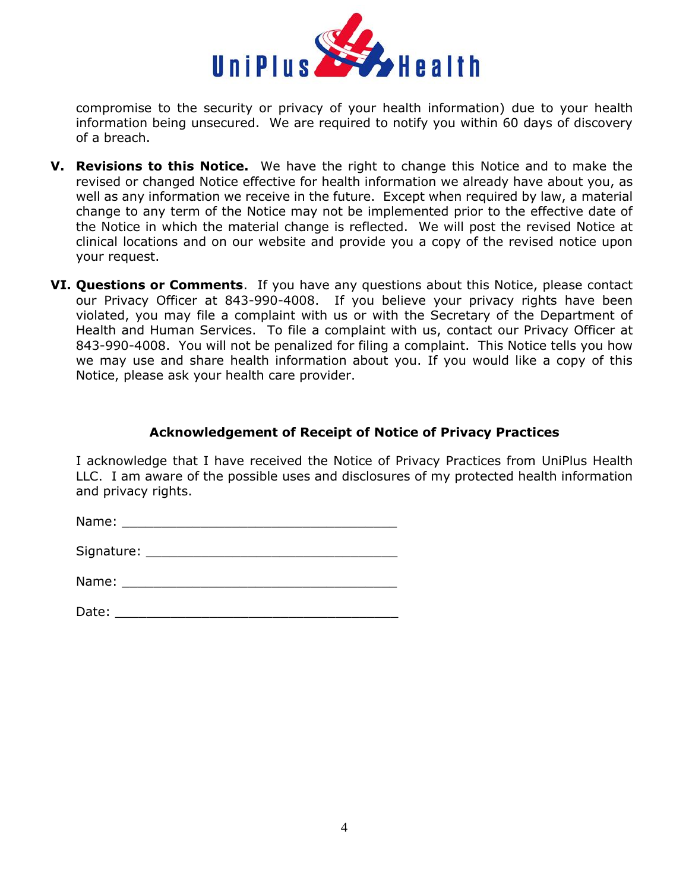compromise to the security or privacy of your health information) due to your health information being unsecured. We are required to notify you within 60 days of discovery of a breach.

**V. Revisions to this Notice.** We have the right to change this Notice and to make the revised or changed Notice effective for health information we already have about you, as well as any information we receive in the future. Except when required by law, a material change to any term of the Notice may not be implemented prior to the effective date of the Notice in which the material change is reflected. We will post the revised Notice at clinical locations and on our website and provide you a copy of the revised notice upon your request.

**VI. Questions or Comments**. If you have any questions about this Notice, please contact our Privacy Officer at 843-990-4008. If you believe your privacy rights have been violated, you may file a complaint with us or with the Secretary of the Department of Health and Human Services. To file a complaint with us, contact our Privacy Officer at 843-990-4008. You will not be penalized for filing a complaint. This Notice tells you how we may use and share health information about you. If you would like a copy of this Notice, please ask your health care provider.

## Acknowledgement of Receipt of Notice of Privacy Practices

I acknowledge that I have received the Notice of Privacy Practices from UniPlus Health LLC. I am aware of the possible uses and disclosures of my protected health information and privacy rights.

Name: ___________________________________

Signature: ________________________________

Name: ___________________________________

Date: ____________________________________